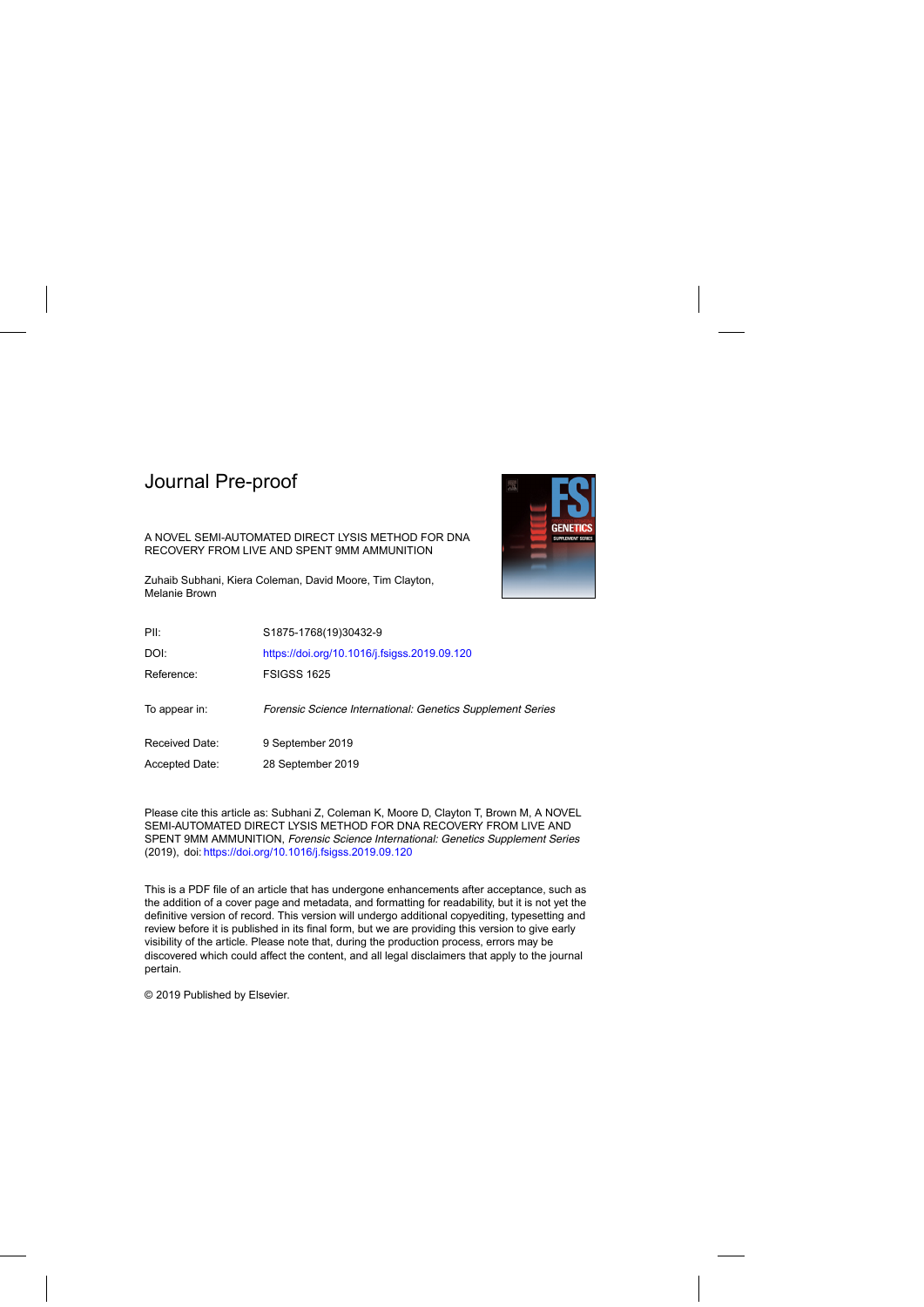Journal Pre-proof

A NOVEL SEMI-AUTOMATED DIRECT LYSIS METHOD FOR DNA RECOVERY FROM LIVE AND SPENT 9MM AMMUNITION

Zuhaib Subhani, Kiera Coleman, David Moore, Tim Clayton, Melanie Brown

| | |
|---|---|
| PII: | S1875-1768(19)30432-9 |
| DOI: | https://doi.org/10.1016/j.fsigss.2019.09.120 |
| Reference: | FSIGSS 1625 |
| To appear in: | *Forensic Science International: Genetics Supplement Series* |
| Received Date: | 9 September 2019 |
| Accepted Date: | 28 September 2019 |

Please cite this article as: Subhani Z, Coleman K, Moore D, Clayton T, Brown M, A NOVEL SEMI-AUTOMATED DIRECT LYSIS METHOD FOR DNA RECOVERY FROM LIVE AND SPENT 9MM AMMUNITION, *Forensic Science International: Genetics Supplement Series* (2019), doi: https://doi.org/10.1016/j.fsigss.2019.09.120

This is a PDF file of an article that has undergone enhancements after acceptance, such as the addition of a cover page and metadata, and formatting for readability, but it is not yet the definitive version of record. This version will undergo additional copyediting, typesetting and review before it is published in its final form, but we are providing this version to give early visibility of the article. Please note that, during the production process, errors may be discovered which could affect the content, and all legal disclaimers that apply to the journal pertain.

© 2019 Published by Elsevier.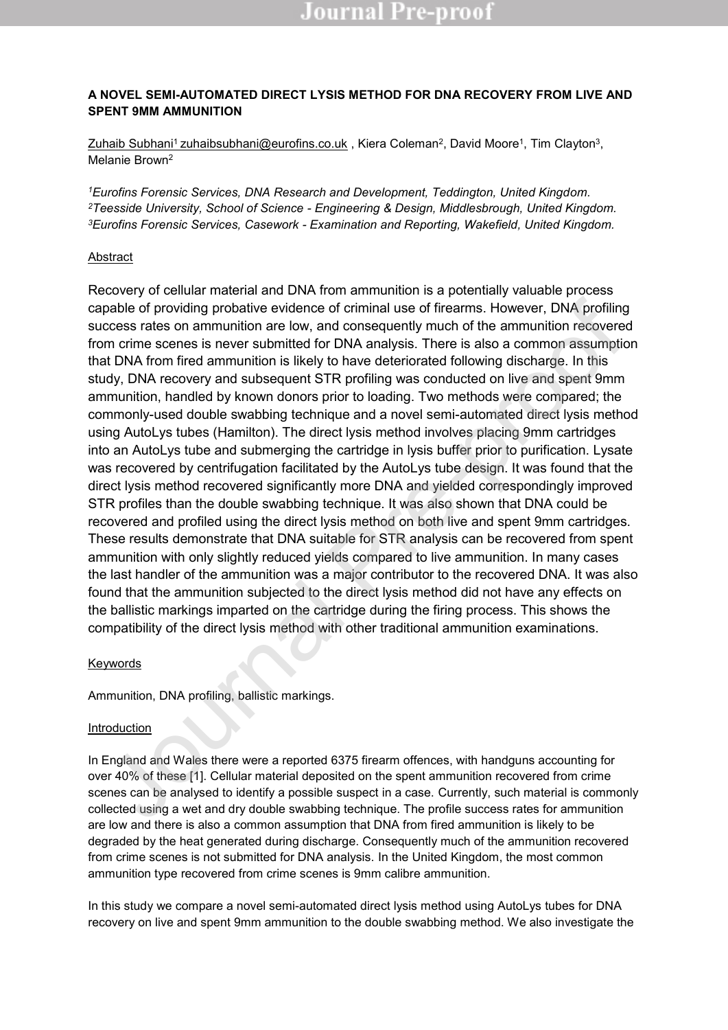**A NOVEL SEMI-AUTOMATED DIRECT LYSIS METHOD FOR DNA RECOVERY FROM LIVE AND SPENT 9MM AMMUNITION**

Zuhaib Subhani[1] zuhaibsubhani@eurofins.co.uk , Kiera Coleman[2], David Moore[1], Tim Clayton[3], Melanie Brown[2]

[1] *Eurofins Forensic Services, DNA Research and Development, Teddington, United Kingdom.*
[2] *Teesside University, School of Science - Engineering & Design, Middlesbrough, United Kingdom.*
[3] *Eurofins Forensic Services, Casework - Examination and Reporting, Wakefield, United Kingdom.*

Abstract

Recovery of cellular material and DNA from ammunition is a potentially valuable process capable of providing probative evidence of criminal use of firearms. However, DNA profiling success rates on ammunition are low, and consequently much of the ammunition recovered from crime scenes is never submitted for DNA analysis. There is also a common assumption that DNA from fired ammunition is likely to have deteriorated following discharge. In this study, DNA recovery and subsequent STR profiling was conducted on live and spent 9mm ammunition, handled by known donors prior to loading. Two methods were compared; the commonly-used double swabbing technique and a novel semi-automated direct lysis method using AutoLys tubes (Hamilton). The direct lysis method involves placing 9mm cartridges into an AutoLys tube and submerging the cartridge in lysis buffer prior to purification. Lysate was recovered by centrifugation facilitated by the AutoLys tube design. It was found that the direct lysis method recovered significantly more DNA and yielded correspondingly improved STR profiles than the double swabbing technique. It was also shown that DNA could be recovered and profiled using the direct lysis method on both live and spent 9mm cartridges. These results demonstrate that DNA suitable for STR analysis can be recovered from spent ammunition with only slightly reduced yields compared to live ammunition. In many cases the last handler of the ammunition was a major contributor to the recovered DNA. It was also found that the ammunition subjected to the direct lysis method did not have any effects on the ballistic markings imparted on the cartridge during the firing process. This shows the compatibility of the direct lysis method with other traditional ammunition examinations.

Keywords

Ammunition, DNA profiling, ballistic markings.

Introduction

In England and Wales there were a reported 6375 firearm offences, with handguns accounting for over 40% of these [1]. Cellular material deposited on the spent ammunition recovered from crime scenes can be analysed to identify a possible suspect in a case. Currently, such material is commonly collected using a wet and dry double swabbing technique. The profile success rates for ammunition are low and there is also a common assumption that DNA from fired ammunition is likely to be degraded by the heat generated during discharge. Consequently much of the ammunition recovered from crime scenes is not submitted for DNA analysis. In the United Kingdom, the most common ammunition type recovered from crime scenes is 9mm calibre ammunition.

In this study we compare a novel semi-automated direct lysis method using AutoLys tubes for DNA recovery on live and spent 9mm ammunition to the double swabbing method. We also investigate the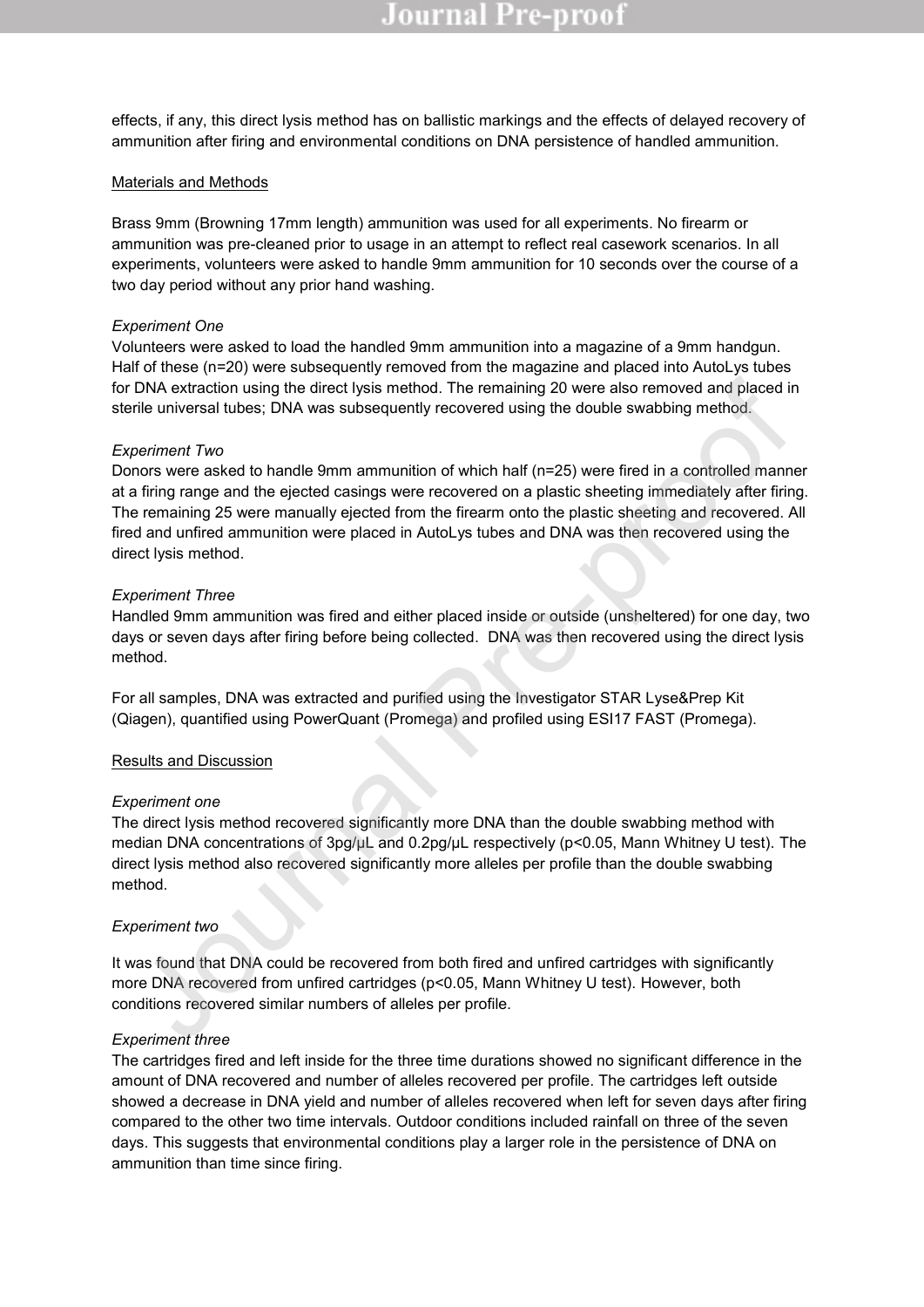effects, if any, this direct lysis method has on ballistic markings and the effects of delayed recovery of ammunition after firing and environmental conditions on DNA persistence of handled ammunition.

## Materials and Methods

Brass 9mm (Browning 17mm length) ammunition was used for all experiments. No firearm or ammunition was pre-cleaned prior to usage in an attempt to reflect real casework scenarios. In all experiments, volunteers were asked to handle 9mm ammunition for 10 seconds over the course of a two day period without any prior hand washing.

### *Experiment One*

Volunteers were asked to load the handled 9mm ammunition into a magazine of a 9mm handgun. Half of these (n=20) were subsequently removed from the magazine and placed into AutoLys tubes for DNA extraction using the direct lysis method. The remaining 20 were also removed and placed in sterile universal tubes; DNA was subsequently recovered using the double swabbing method.

### *Experiment Two*

Donors were asked to handle 9mm ammunition of which half (n=25) were fired in a controlled manner at a firing range and the ejected casings were recovered on a plastic sheeting immediately after firing. The remaining 25 were manually ejected from the firearm onto the plastic sheeting and recovered. All fired and unfired ammunition were placed in AutoLys tubes and DNA was then recovered using the direct lysis method.

### *Experiment Three*

Handled 9mm ammunition was fired and either placed inside or outside (unsheltered) for one day, two days or seven days after firing before being collected. DNA was then recovered using the direct lysis method.

For all samples, DNA was extracted and purified using the Investigator STAR Lyse&Prep Kit (Qiagen), quantified using PowerQuant (Promega) and profiled using ESI17 FAST (Promega).

## Results and Discussion

### *Experiment one*

The direct lysis method recovered significantly more DNA than the double swabbing method with median DNA concentrations of 3pg/µL and 0.2pg/µL respectively ($p<0.05$, Mann Whitney U test). The direct lysis method also recovered significantly more alleles per profile than the double swabbing method.

### *Experiment two*

It was found that DNA could be recovered from both fired and unfired cartridges with significantly more DNA recovered from unfired cartridges ($p<0.05$, Mann Whitney U test). However, both conditions recovered similar numbers of alleles per profile.

### *Experiment three*

The cartridges fired and left inside for the three time durations showed no significant difference in the amount of DNA recovered and number of alleles recovered per profile. The cartridges left outside showed a decrease in DNA yield and number of alleles recovered when left for seven days after firing compared to the other two time intervals. Outdoor conditions included rainfall on three of the seven days. This suggests that environmental conditions play a larger role in the persistence of DNA on ammunition than time since firing.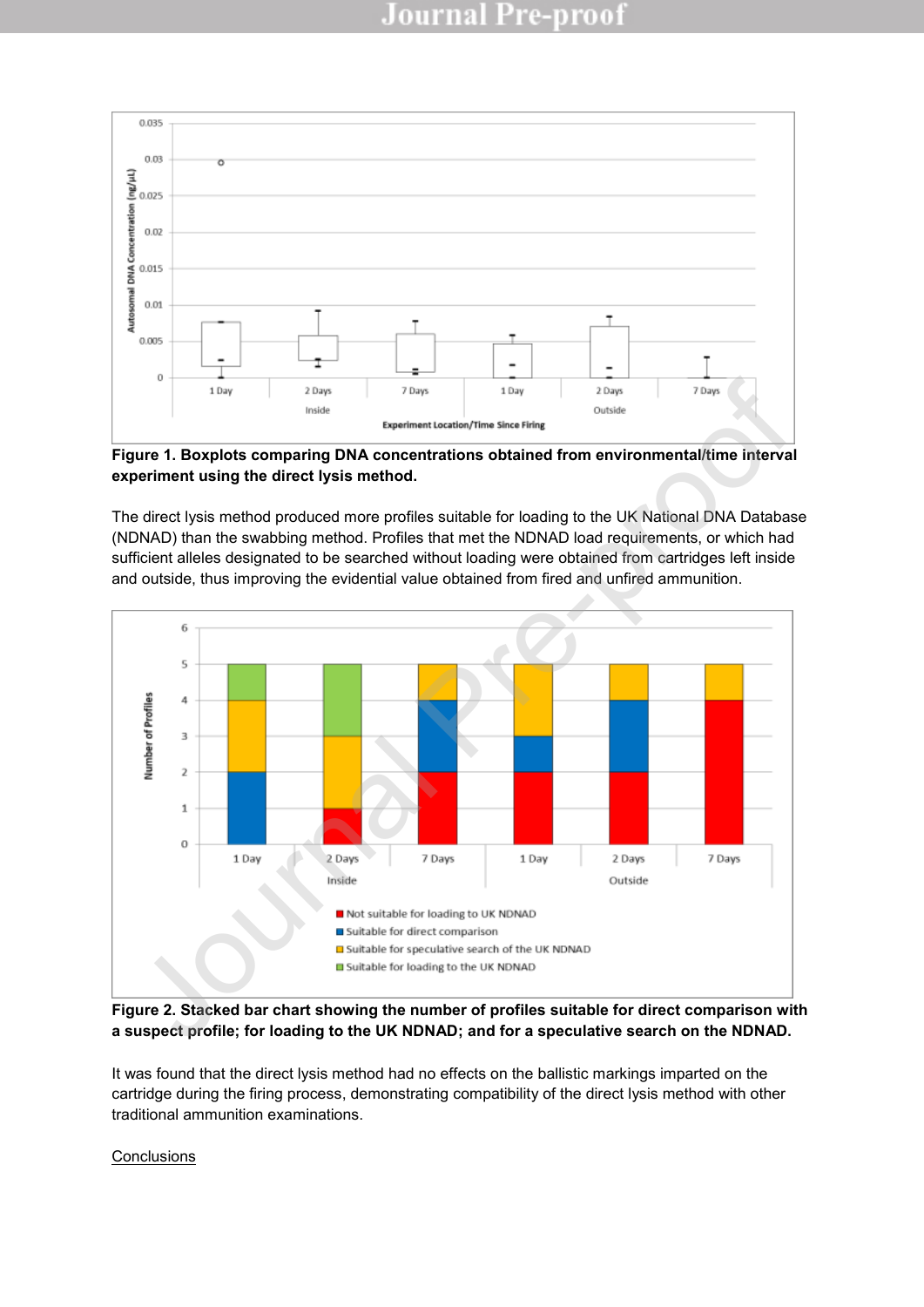**Figure 1. Boxplots comparing DNA concentrations obtained from environmental/time interval experiment using the direct lysis method.**

The direct lysis method produced more profiles suitable for loading to the UK National DNA Database (NDNAD) than the swabbing method. Profiles that met the NDNAD load requirements, or which had sufficient alleles designated to be searched without loading were obtained from cartridges left inside and outside, thus improving the evidential value obtained from fired and unfired ammunition.

**Figure 2. Stacked bar chart showing the number of profiles suitable for direct comparison with a suspect profile; for loading to the UK NDNAD; and for a speculative search on the NDNAD.**

It was found that the direct lysis method had no effects on the ballistic markings imparted on the cartridge during the firing process, demonstrating compatibility of the direct lysis method with other traditional ammunition examinations.

Conclusions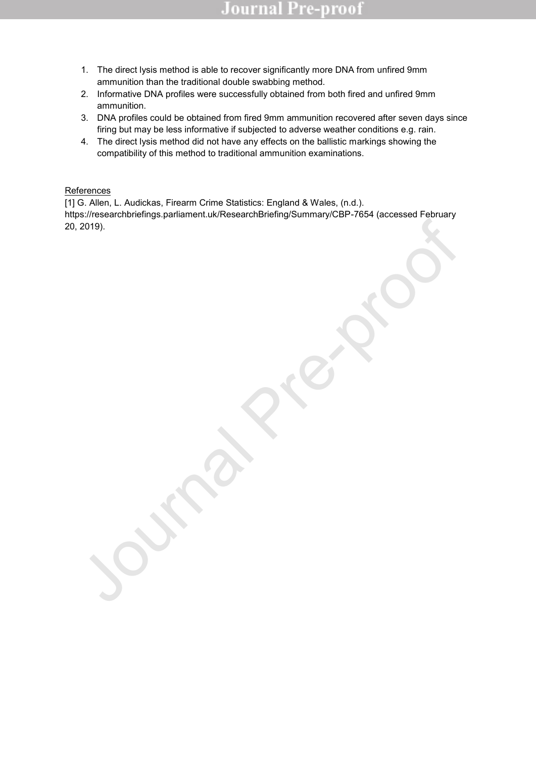1. The direct lysis method is able to recover significantly more DNA from unfired 9mm ammunition than the traditional double swabbing method.
2. Informative DNA profiles were successfully obtained from both fired and unfired 9mm ammunition.
3. DNA profiles could be obtained from fired 9mm ammunition recovered after seven days since firing but may be less informative if subjected to adverse weather conditions e.g. rain.
4. The direct lysis method did not have any effects on the ballistic markings showing the compatibility of this method to traditional ammunition examinations.

References

[1] G. Allen, L. Audickas, Firearm Crime Statistics: England & Wales, (n.d.). https://researchbriefings.parliament.uk/ResearchBriefing/Summary/CBP-7654 (accessed February 20, 2019).